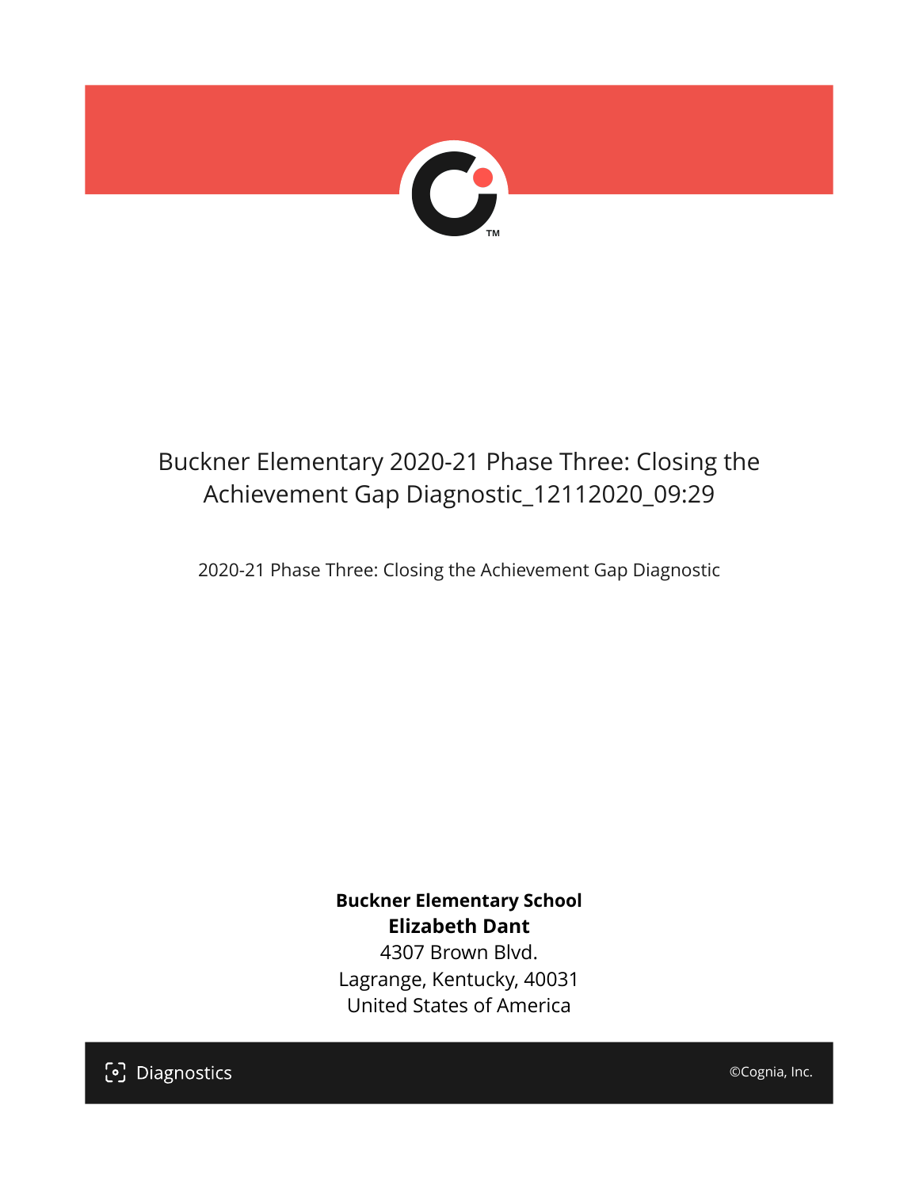# Buckner Elementary 2020-21 Phase Three: Closing the Achievement Gap Diagnostic_12112020_09:29

2020-21 Phase Three: Closing the Achievement Gap Diagnostic

**Buckner Elementary School**
**Elizabeth Dant**
4307 Brown Blvd.
Lagrange, Kentucky, 40031
United States of America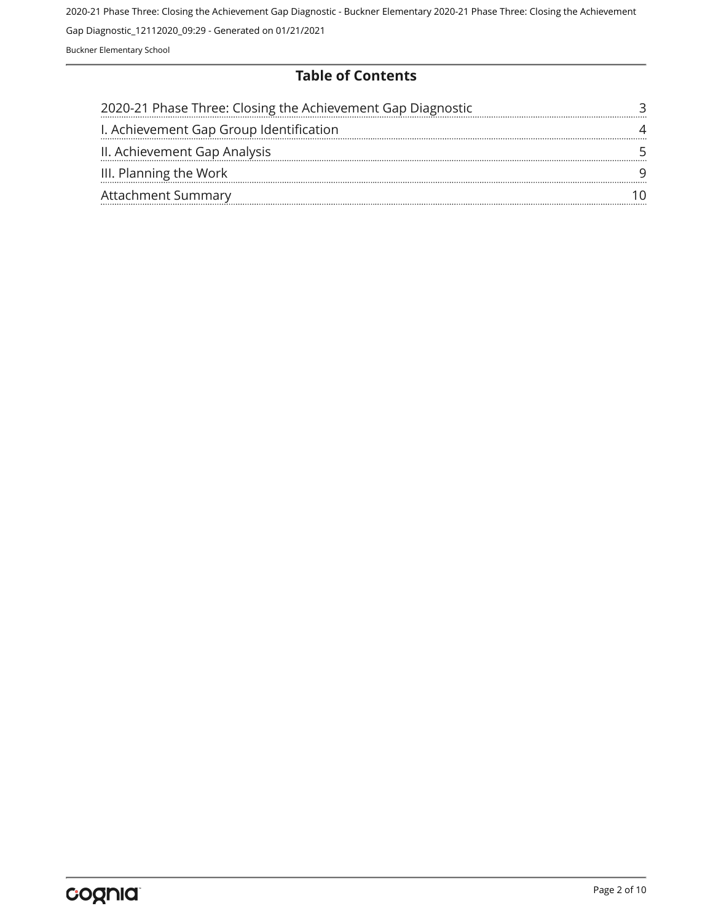## Table of Contents

| | |
|---|---|
| 2020-21 Phase Three: Closing the Achievement Gap Diagnostic | 3 |
| I. Achievement Gap Group Identification | 4 |
| II. Achievement Gap Analysis | 5 |
| III. Planning the Work | 9 |
| Attachment Summary | 10 |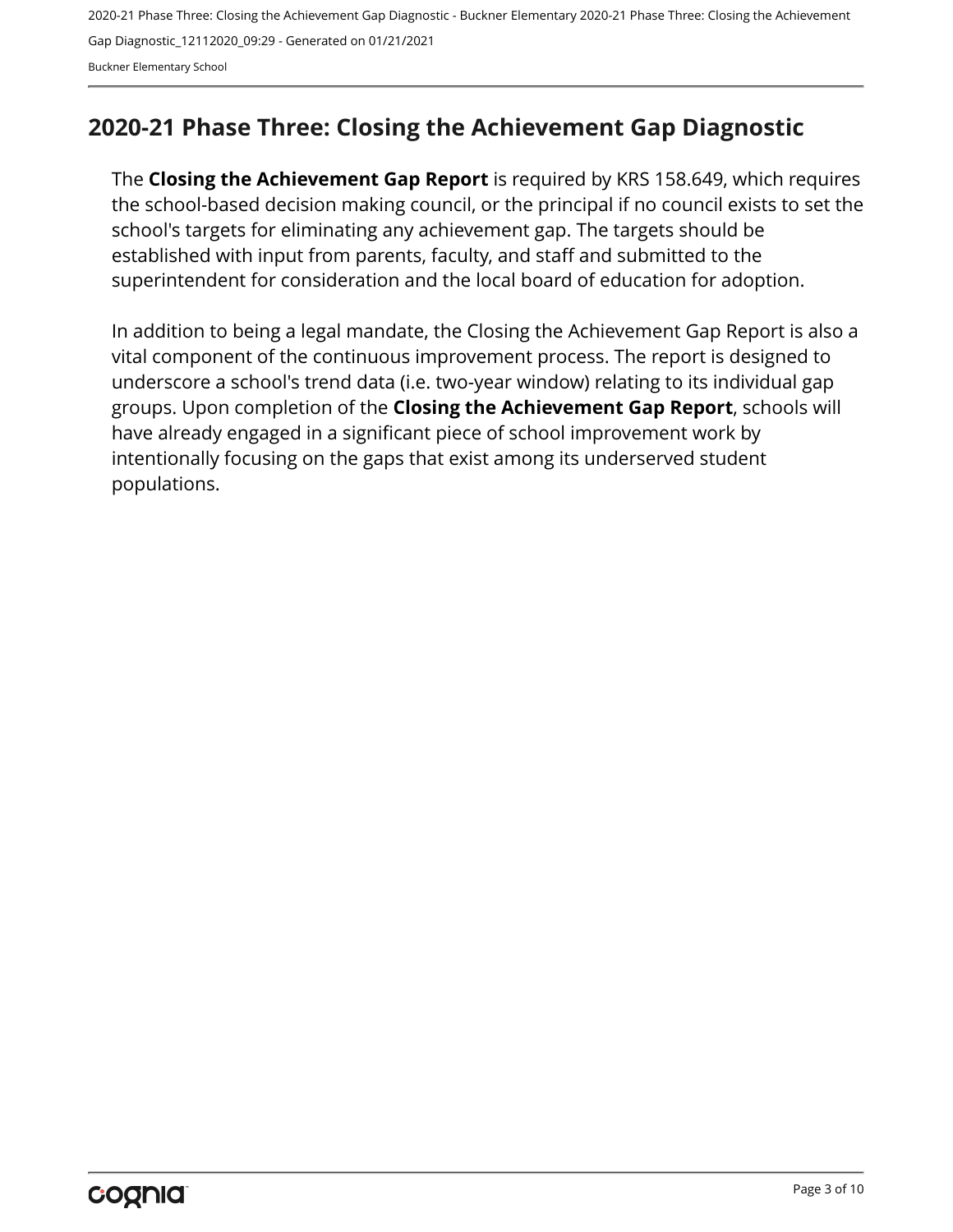## 2020-21 Phase Three: Closing the Achievement Gap Diagnostic

The **Closing the Achievement Gap Report** is required by KRS 158.649, which requires the school-based decision making council, or the principal if no council exists to set the school's targets for eliminating any achievement gap. The targets should be established with input from parents, faculty, and staff and submitted to the superintendent for consideration and the local board of education for adoption.

In addition to being a legal mandate, the Closing the Achievement Gap Report is also a vital component of the continuous improvement process. The report is designed to underscore a school's trend data (i.e. two-year window) relating to its individual gap groups. Upon completion of the **Closing the Achievement Gap Report**, schools will have already engaged in a significant piece of school improvement work by intentionally focusing on the gaps that exist among its underserved student populations.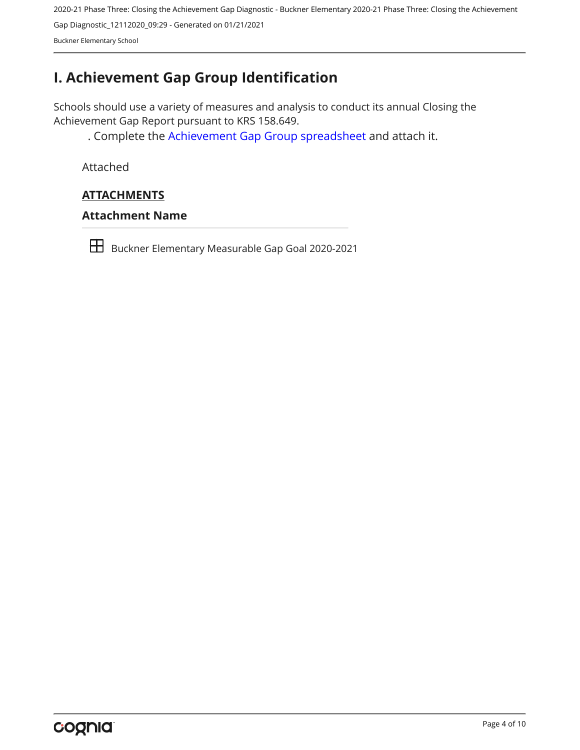# I. Achievement Gap Group Identification

Schools should use a variety of measures and analysis to conduct its annual Closing the Achievement Gap Report pursuant to KRS 158.649.

. Complete the Achievement Gap Group spreadsheet and attach it.

Attached

**ATTACHMENTS**

### Attachment Name

Buckner Elementary Measurable Gap Goal 2020-2021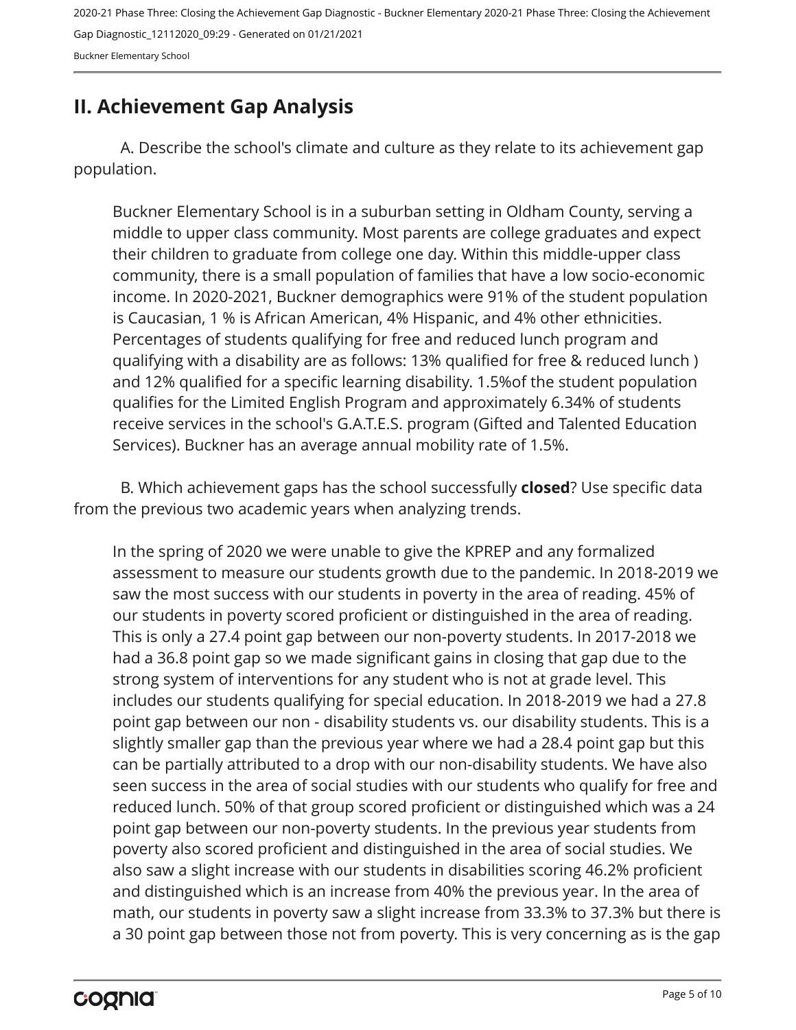## II. Achievement Gap Analysis

A. Describe the school's climate and culture as they relate to its achievement gap population.

Buckner Elementary School is in a suburban setting in Oldham County, serving a middle to upper class community. Most parents are college graduates and expect their children to graduate from college one day. Within this middle-upper class community, there is a small population of families that have a low socio-economic income. In 2020-2021, Buckner demographics were 91% of the student population is Caucasian, 1 % is African American, 4% Hispanic, and 4% other ethnicities. Percentages of students qualifying for free and reduced lunch program and qualifying with a disability are as follows: 13% qualified for free & reduced lunch ) and 12% qualified for a specific learning disability. 1.5%of the student population qualifies for the Limited English Program and approximately 6.34% of students receive services in the school's G.A.T.E.S. program (Gifted and Talented Education Services). Buckner has an average annual mobility rate of 1.5%.

B. Which achievement gaps has the school successfully **closed**? Use specific data from the previous two academic years when analyzing trends.

In the spring of 2020 we were unable to give the KPREP and any formalized assessment to measure our students growth due to the pandemic. In 2018-2019 we saw the most success with our students in poverty in the area of reading. 45% of our students in poverty scored proficient or distinguished in the area of reading. This is only a 27.4 point gap between our non-poverty students. In 2017-2018 we had a 36.8 point gap so we made significant gains in closing that gap due to the strong system of interventions for any student who is not at grade level. This includes our students qualifying for special education. In 2018-2019 we had a 27.8 point gap between our non - disability students vs. our disability students. This is a slightly smaller gap than the previous year where we had a 28.4 point gap but this can be partially attributed to a drop with our non-disability students. We have also seen success in the area of social studies with our students who qualify for free and reduced lunch. 50% of that group scored proficient or distinguished which was a 24 point gap between our non-poverty students. In the previous year students from poverty also scored proficient and distinguished in the area of social studies. We also saw a slight increase with our students in disabilities scoring 46.2% proficient and distinguished which is an increase from 40% the previous year. In the area of math, our students in poverty saw a slight increase from 33.3% to 37.3% but there is a 30 point gap between those not from poverty. This is very concerning as is the gap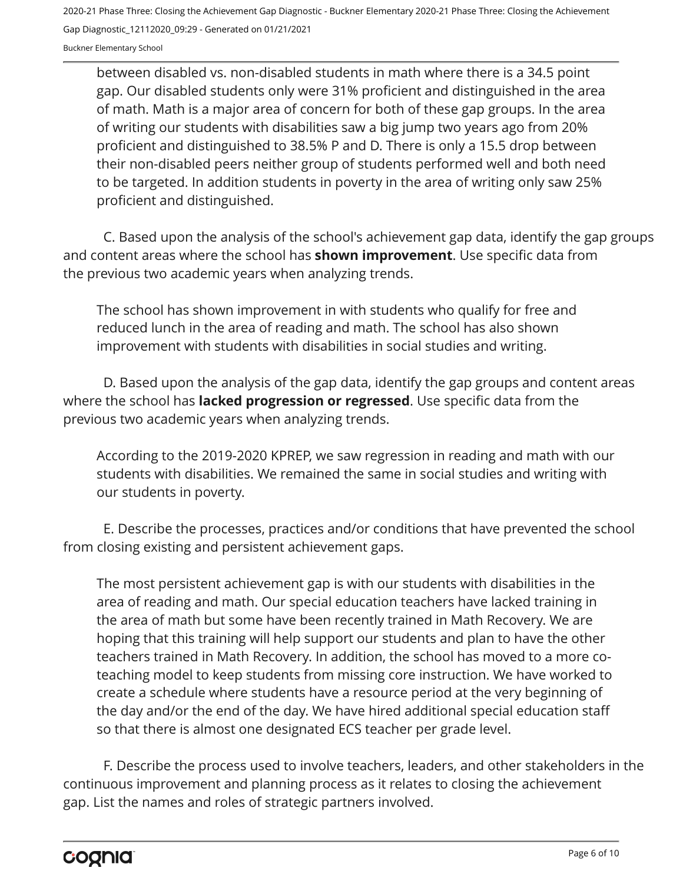between disabled vs. non-disabled students in math where there is a 34.5 point gap. Our disabled students only were 31% proficient and distinguished in the area of math. Math is a major area of concern for both of these gap groups. In the area of writing our students with disabilities saw a big jump two years ago from 20% proficient and distinguished to 38.5% P and D. There is only a 15.5 drop between their non-disabled peers neither group of students performed well and both need to be targeted. In addition students in poverty in the area of writing only saw 25% proficient and distinguished.

C. Based upon the analysis of the school's achievement gap data, identify the gap groups and content areas where the school has **shown improvement**. Use specific data from the previous two academic years when analyzing trends.

The school has shown improvement in with students who qualify for free and reduced lunch in the area of reading and math. The school has also shown improvement with students with disabilities in social studies and writing.

D. Based upon the analysis of the gap data, identify the gap groups and content areas where the school has **lacked progression or regressed**. Use specific data from the previous two academic years when analyzing trends.

According to the 2019-2020 KPREP, we saw regression in reading and math with our students with disabilities. We remained the same in social studies and writing with our students in poverty.

E. Describe the processes, practices and/or conditions that have prevented the school from closing existing and persistent achievement gaps.

The most persistent achievement gap is with our students with disabilities in the area of reading and math. Our special education teachers have lacked training in the area of math but some have been recently trained in Math Recovery. We are hoping that this training will help support our students and plan to have the other teachers trained in Math Recovery. In addition, the school has moved to a more co-teaching model to keep students from missing core instruction. We have worked to create a schedule where students have a resource period at the very beginning of the day and/or the end of the day. We have hired additional special education staff so that there is almost one designated ECS teacher per grade level.

F. Describe the process used to involve teachers, leaders, and other stakeholders in the continuous improvement and planning process as it relates to closing the achievement gap. List the names and roles of strategic partners involved.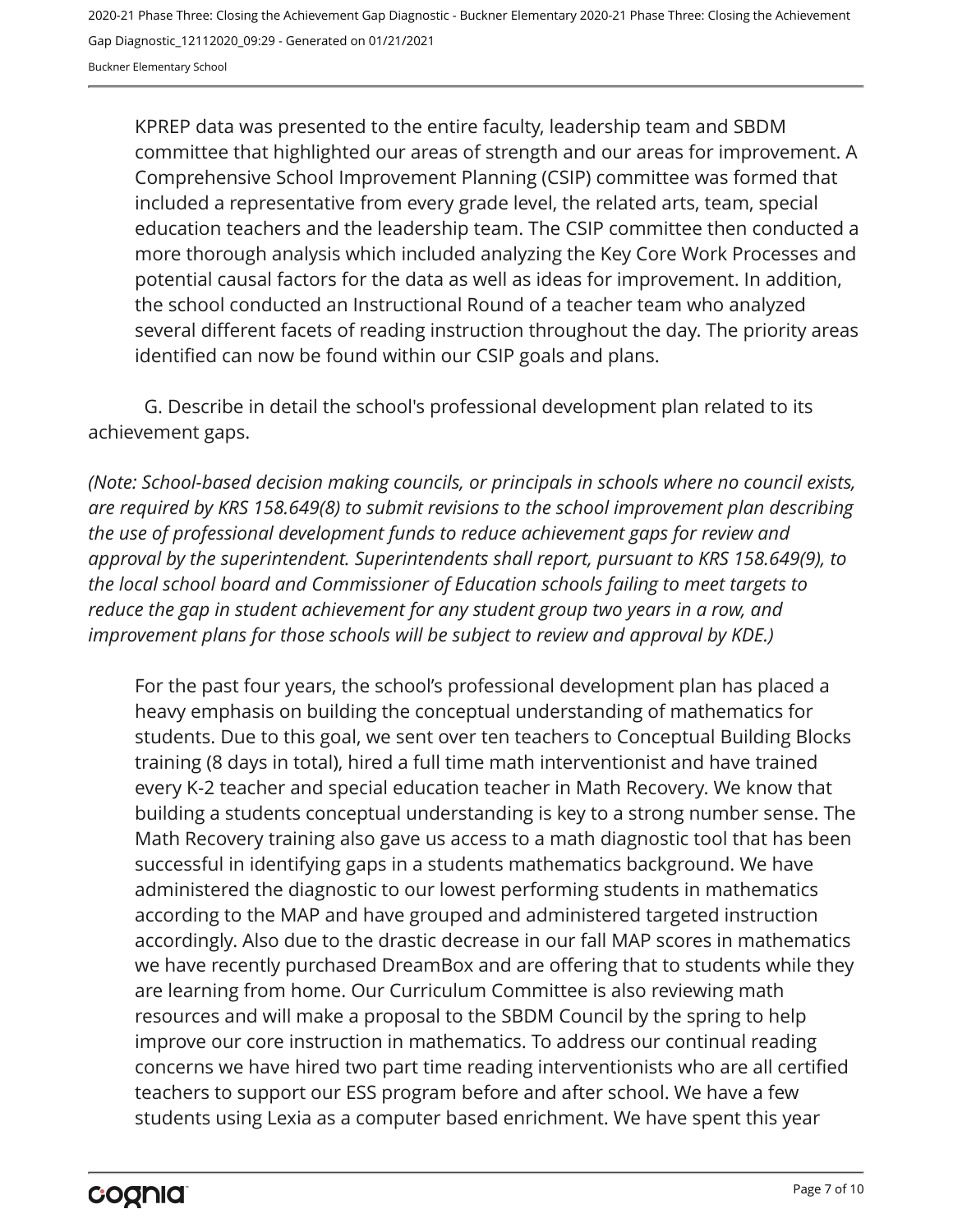KPREP data was presented to the entire faculty, leadership team and SBDM committee that highlighted our areas of strength and our areas for improvement. A Comprehensive School Improvement Planning (CSIP) committee was formed that included a representative from every grade level, the related arts, team, special education teachers and the leadership team. The CSIP committee then conducted a more thorough analysis which included analyzing the Key Core Work Processes and potential causal factors for the data as well as ideas for improvement. In addition, the school conducted an Instructional Round of a teacher team who analyzed several different facets of reading instruction throughout the day. The priority areas identified can now be found within our CSIP goals and plans.

G. Describe in detail the school's professional development plan related to its achievement gaps.

*(Note: School-based decision making councils, or principals in schools where no council exists, are required by KRS 158.649(8) to submit revisions to the school improvement plan describing the use of professional development funds to reduce achievement gaps for review and approval by the superintendent. Superintendents shall report, pursuant to KRS 158.649(9), to the local school board and Commissioner of Education schools failing to meet targets to reduce the gap in student achievement for any student group two years in a row, and improvement plans for those schools will be subject to review and approval by KDE.)*

For the past four years, the school's professional development plan has placed a heavy emphasis on building the conceptual understanding of mathematics for students. Due to this goal, we sent over ten teachers to Conceptual Building Blocks training (8 days in total), hired a full time math interventionist and have trained every K-2 teacher and special education teacher in Math Recovery. We know that building a students conceptual understanding is key to a strong number sense. The Math Recovery training also gave us access to a math diagnostic tool that has been successful in identifying gaps in a students mathematics background. We have administered the diagnostic to our lowest performing students in mathematics according to the MAP and have grouped and administered targeted instruction accordingly. Also due to the drastic decrease in our fall MAP scores in mathematics we have recently purchased DreamBox and are offering that to students while they are learning from home. Our Curriculum Committee is also reviewing math resources and will make a proposal to the SBDM Council by the spring to help improve our core instruction in mathematics. To address our continual reading concerns we have hired two part time reading interventionists who are all certified teachers to support our ESS program before and after school. We have a few students using Lexia as a computer based enrichment. We have spent this year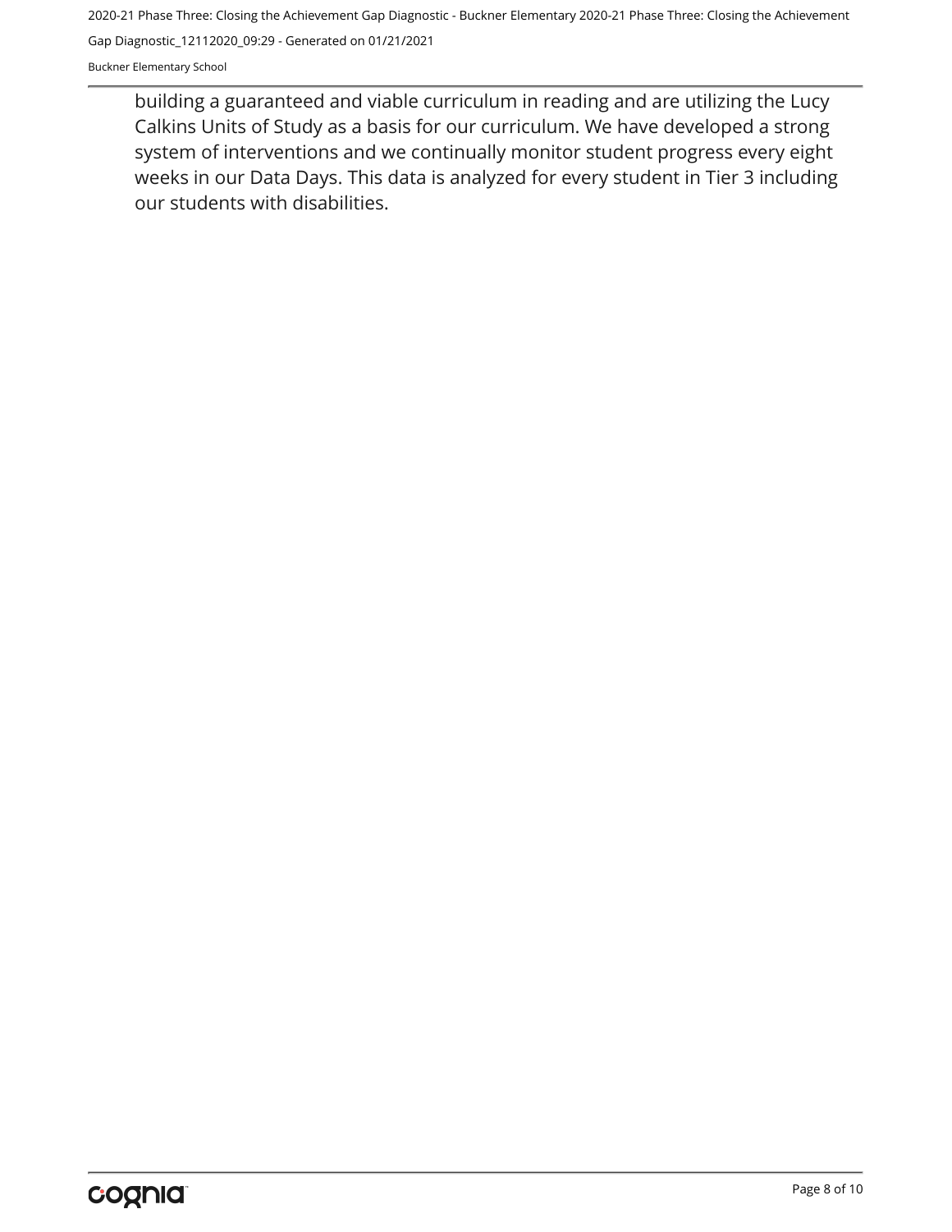building a guaranteed and viable curriculum in reading and are utilizing the Lucy Calkins Units of Study as a basis for our curriculum. We have developed a strong system of interventions and we continually monitor student progress every eight weeks in our Data Days. This data is analyzed for every student in Tier 3 including our students with disabilities.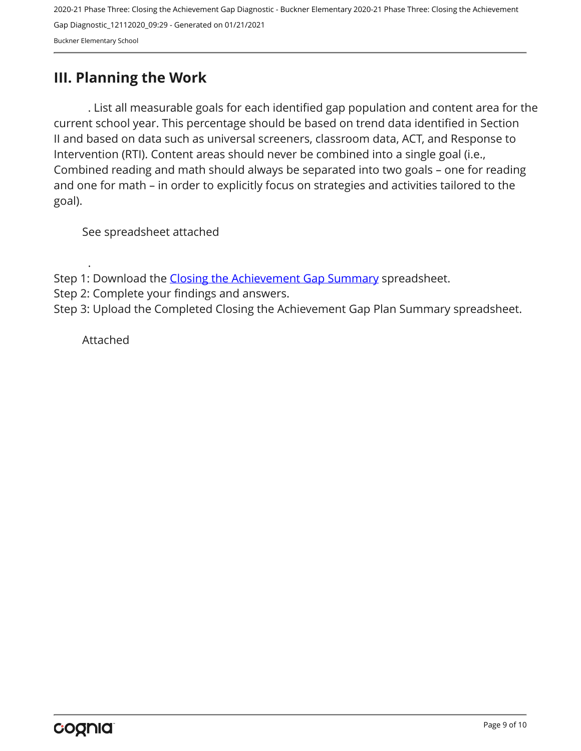## III. Planning the Work

. List all measurable goals for each identified gap population and content area for the current school year. This percentage should be based on trend data identified in Section II and based on data such as universal screeners, classroom data, ACT, and Response to Intervention (RTI). Content areas should never be combined into a single goal (i.e., Combined reading and math should always be separated into two goals – one for reading and one for math – in order to explicitly focus on strategies and activities tailored to the goal).

See spreadsheet attached

.

Step 1: Download the [Closing the Achievement Gap Summary]() spreadsheet.
Step 2: Complete your findings and answers.
Step 3: Upload the Completed Closing the Achievement Gap Plan Summary spreadsheet.

Attached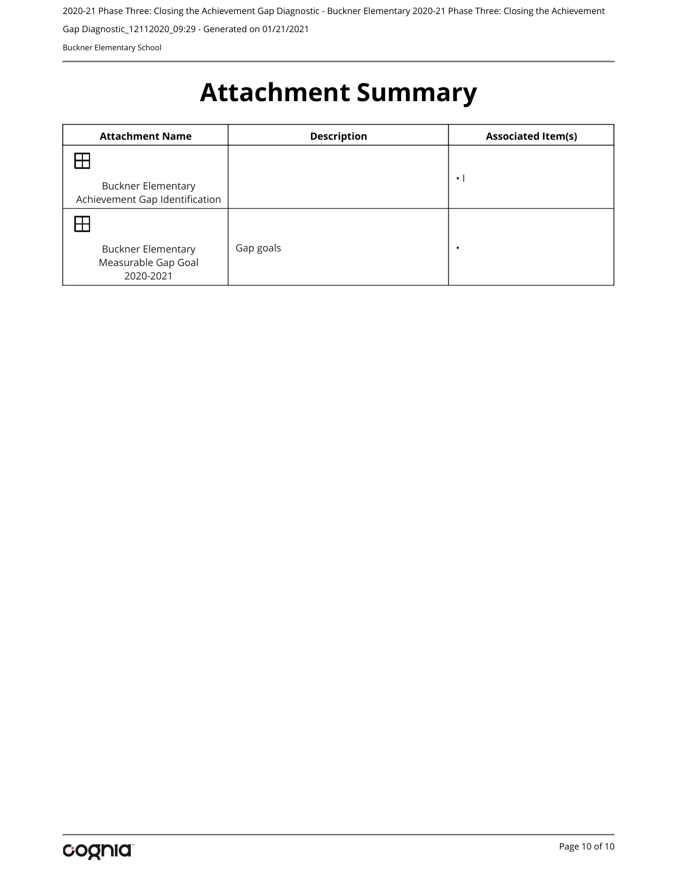# Attachment Summary

| Attachment Name | Description | Associated Item(s) |
| --- | --- | --- |
| Buckner Elementary Achievement Gap Identification | | • I |
| Buckner Elementary Measurable Gap Goal 2020-2021 | Gap goals | • |